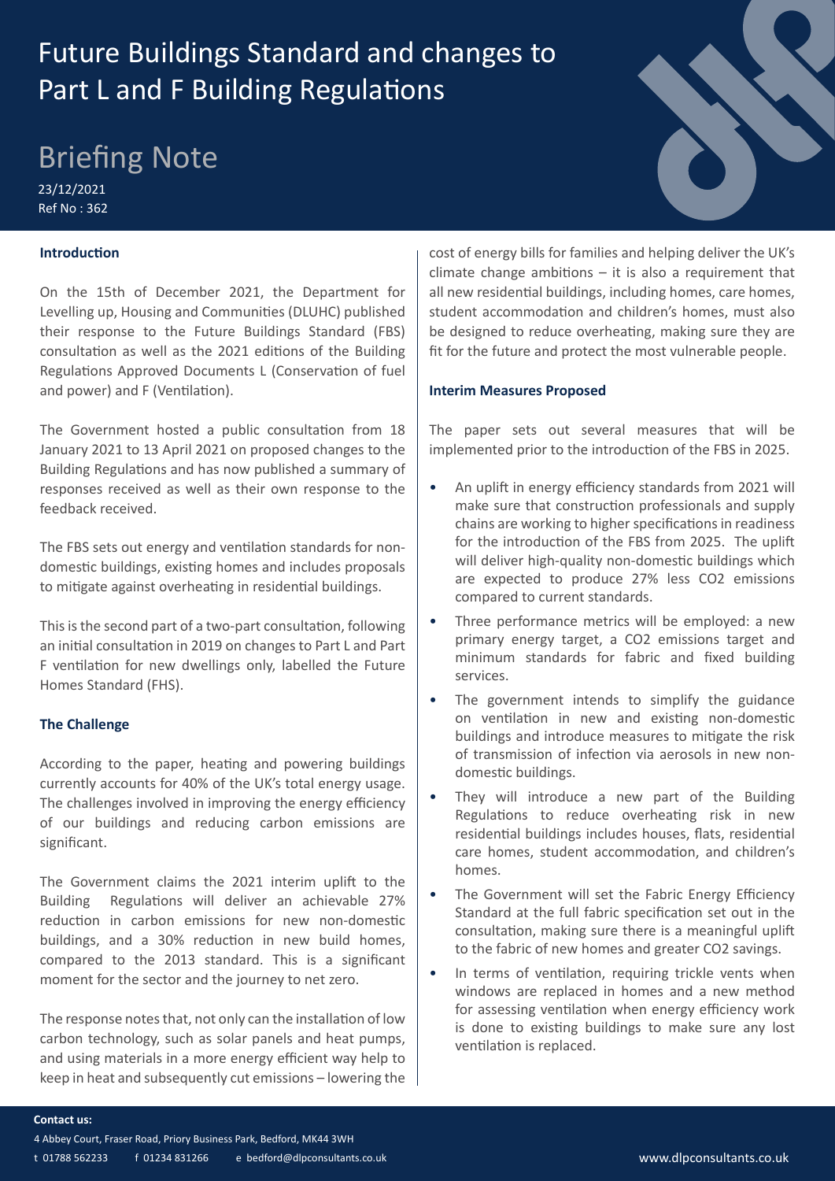# Future Buildings Standard and changes to Part L and F Building Regulations

## Briefing Note

23/12/2021
Ref No : 362

### Introduction

On the 15th of December 2021, the Department for Levelling up, Housing and Communities (DLUHC) published their response to the Future Buildings Standard (FBS) consultation as well as the 2021 editions of the Building Regulations Approved Documents L (Conservation of fuel and power) and F (Ventilation).

The Government hosted a public consultation from 18 January 2021 to 13 April 2021 on proposed changes to the Building Regulations and has now published a summary of responses received as well as their own response to the feedback received.

The FBS sets out energy and ventilation standards for non-domestic buildings, existing homes and includes proposals to mitigate against overheating in residential buildings.

This is the second part of a two-part consultation, following an initial consultation in 2019 on changes to Part L and Part F ventilation for new dwellings only, labelled the Future Homes Standard (FHS).

### The Challenge

According to the paper, heating and powering buildings currently accounts for 40% of the UK's total energy usage. The challenges involved in improving the energy efficiency of our buildings and reducing carbon emissions are significant.

The Government claims the 2021 interim uplift to the Building Regulations will deliver an achievable 27% reduction in carbon emissions for new non-domestic buildings, and a 30% reduction in new build homes, compared to the 2013 standard. This is a significant moment for the sector and the journey to net zero.

The response notes that, not only can the installation of low carbon technology, such as solar panels and heat pumps, and using materials in a more energy efficient way help to keep in heat and subsequently cut emissions – lowering the cost of energy bills for families and helping deliver the UK's climate change ambitions – it is also a requirement that all new residential buildings, including homes, care homes, student accommodation and children's homes, must also be designed to reduce overheating, making sure they are fit for the future and protect the most vulnerable people.

### Interim Measures Proposed

The paper sets out several measures that will be implemented prior to the introduction of the FBS in 2025.

- An uplift in energy efficiency standards from 2021 will make sure that construction professionals and supply chains are working to higher specifications in readiness for the introduction of the FBS from 2025. The uplift will deliver high-quality non-domestic buildings which are expected to produce 27% less $CO_2$ emissions compared to current standards.
- Three performance metrics will be employed: a new primary energy target, a $CO_2$ emissions target and minimum standards for fabric and fixed building services.
- The government intends to simplify the guidance on ventilation in new and existing non-domestic buildings and introduce measures to mitigate the risk of transmission of infection via aerosols in new non-domestic buildings.
- They will introduce a new part of the Building Regulations to reduce overheating risk in new residential buildings includes houses, flats, residential care homes, student accommodation, and children's homes.
- The Government will set the Fabric Energy Efficiency Standard at the full fabric specification set out in the consultation, making sure there is a meaningful uplift to the fabric of new homes and greater $CO_2$ savings.
- In terms of ventilation, requiring trickle vents when windows are replaced in homes and a new method for assessing ventilation when energy efficiency work is done to existing buildings to make sure any lost ventilation is replaced.

**Contact us:**
4 Abbey Court, Fraser Road, Priory Business Park, Bedford, MK44 3WH
t 01788 562233 f 01234 831266 e bedford@dlpconsultants.co.uk
www.dlpconsultants.co.uk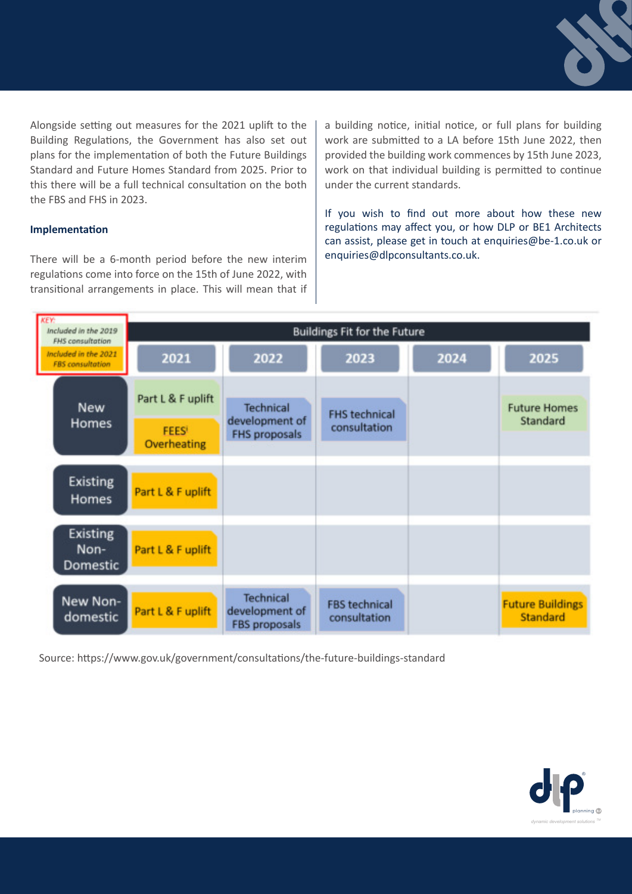Alongside setting out measures for the 2021 uplift to the Building Regulations, the Government has also set out plans for the implementation of both the Future Buildings Standard and Future Homes Standard from 2025. Prior to this there will be a full technical consultation on the both the FBS and FHS in 2023.

**Implementation**

There will be a 6-month period before the new interim regulations come into force on the 15th of June 2022, with transitional arrangements in place. This will mean that if a building notice, initial notice, or full plans for building work are submitted to a LA before 15th June 2022, then provided the building work commences by 15th June 2023, work on that individual building is permitted to continue under the current standards.

If you wish to find out more about how these new regulations may affect you, or how DLP or BE1 Architects can assist, please get in touch at enquiries@be-1.co.uk or enquiries@dlpconsultants.co.uk.

KEY:
*Included in the 2019 FHS consultation*
*Included in the 2021 FBS consultation*

Buildings Fit for the Future

| | 2021 | 2022 | 2023 | 2024 | 2025 |
|---|---|---|---|---|---|
| New Homes | Part L & F uplift; FEES[i] Overheating | Technical development of FHS proposals | FHS technical consultation | | Future Homes Standard |
| Existing Homes | Part L & F uplift | | | | |
| Existing Non-Domestic | Part L & F uplift | | | | |
| New Non-domestic | Part L & F uplift | Technical development of FBS proposals | FBS technical consultation | | Future Buildings Standard |

Source: https://www.gov.uk/government/consultations/the-future-buildings-standard